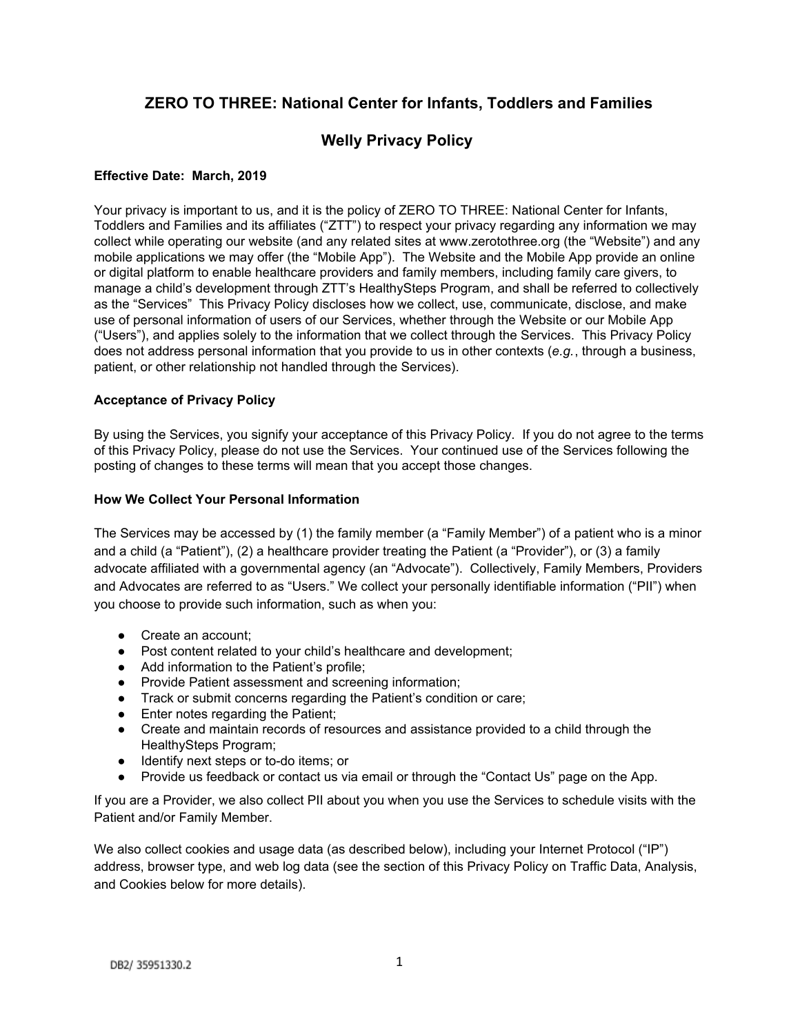# ZERO TO THREE: National Center for Infants, Toddlers and Families

## Welly Privacy Policy

**Effective Date: March, 2019**

Your privacy is important to us, and it is the policy of ZERO TO THREE: National Center for Infants, Toddlers and Families and its affiliates ("ZTT") to respect your privacy regarding any information we may collect while operating our website (and any related sites at www.zerotothree.org (the "Website") and any mobile applications we may offer (the "Mobile App"). The Website and the Mobile App provide an online or digital platform to enable healthcare providers and family members, including family care givers, to manage a child's development through ZTT's HealthySteps Program, and shall be referred to collectively as the "Services" This Privacy Policy discloses how we collect, use, communicate, disclose, and make use of personal information of users of our Services, whether through the Website or our Mobile App ("Users"), and applies solely to the information that we collect through the Services. This Privacy Policy does not address personal information that you provide to us in other contexts (*e.g.*, through a business, patient, or other relationship not handled through the Services).

**Acceptance of Privacy Policy**

By using the Services, you signify your acceptance of this Privacy Policy. If you do not agree to the terms of this Privacy Policy, please do not use the Services. Your continued use of the Services following the posting of changes to these terms will mean that you accept those changes.

**How We Collect Your Personal Information**

The Services may be accessed by (1) the family member (a "Family Member") of a patient who is a minor and a child (a "Patient"), (2) a healthcare provider treating the Patient (a "Provider"), or (3) a family advocate affiliated with a governmental agency (an "Advocate"). Collectively, Family Members, Providers and Advocates are referred to as "Users." We collect your personally identifiable information ("PII") when you choose to provide such information, such as when you:

- Create an account;
- Post content related to your child's healthcare and development;
- Add information to the Patient's profile;
- Provide Patient assessment and screening information;
- Track or submit concerns regarding the Patient's condition or care;
- Enter notes regarding the Patient;
- Create and maintain records of resources and assistance provided to a child through the HealthySteps Program;
- Identify next steps or to-do items; or
- Provide us feedback or contact us via email or through the "Contact Us" page on the App.

If you are a Provider, we also collect PII about you when you use the Services to schedule visits with the Patient and/or Family Member.

We also collect cookies and usage data (as described below), including your Internet Protocol ("IP") address, browser type, and web log data (see the section of this Privacy Policy on Traffic Data, Analysis, and Cookies below for more details).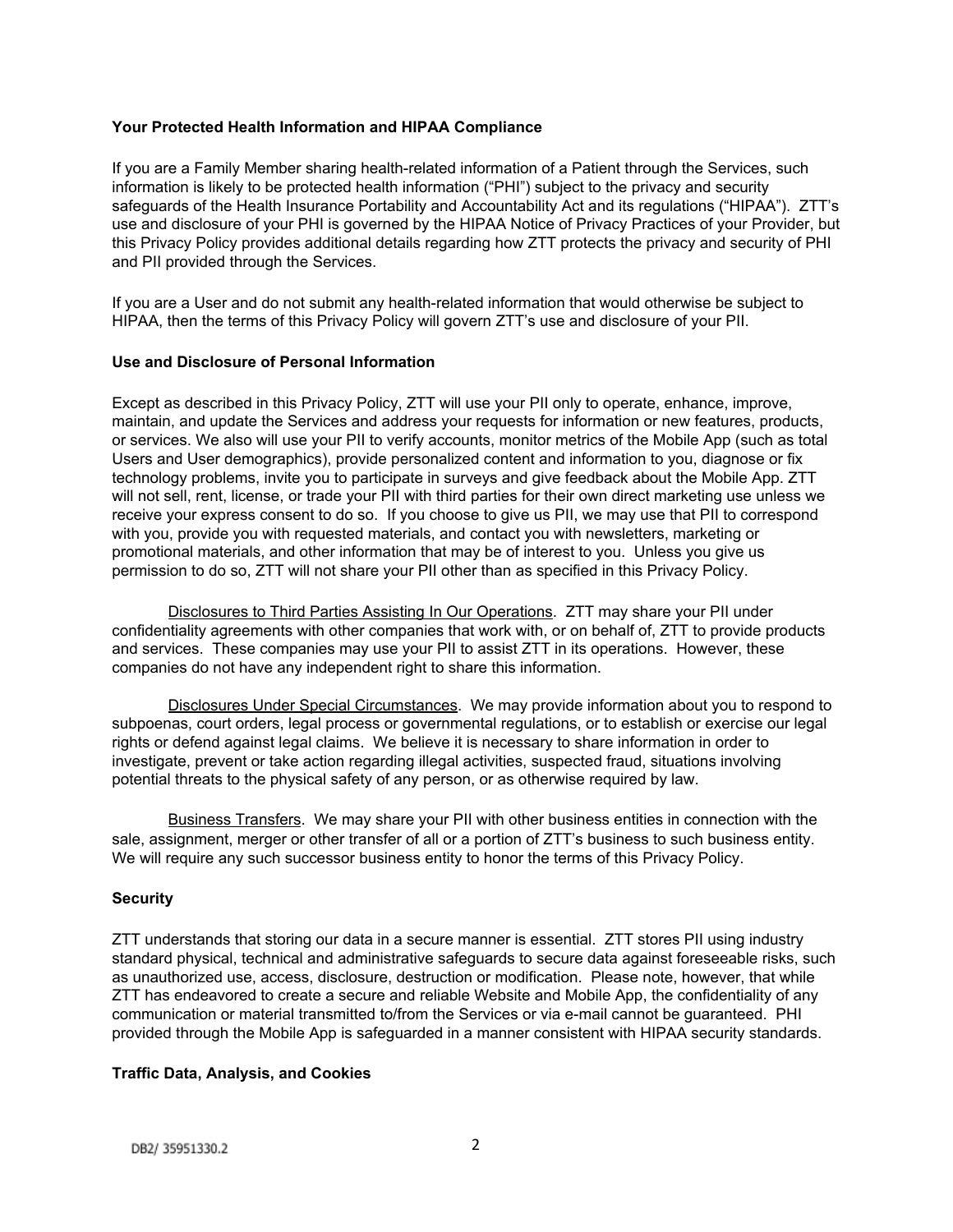**Your Protected Health Information and HIPAA Compliance**

If you are a Family Member sharing health-related information of a Patient through the Services, such information is likely to be protected health information ("PHI") subject to the privacy and security safeguards of the Health Insurance Portability and Accountability Act and its regulations ("HIPAA"). ZTT's use and disclosure of your PHI is governed by the HIPAA Notice of Privacy Practices of your Provider, but this Privacy Policy provides additional details regarding how ZTT protects the privacy and security of PHI and PII provided through the Services.

If you are a User and do not submit any health-related information that would otherwise be subject to HIPAA, then the terms of this Privacy Policy will govern ZTT's use and disclosure of your PII.

**Use and Disclosure of Personal Information**

Except as described in this Privacy Policy, ZTT will use your PII only to operate, enhance, improve, maintain, and update the Services and address your requests for information or new features, products, or services. We also will use your PII to verify accounts, monitor metrics of the Mobile App (such as total Users and User demographics), provide personalized content and information to you, diagnose or fix technology problems, invite you to participate in surveys and give feedback about the Mobile App. ZTT will not sell, rent, license, or trade your PII with third parties for their own direct marketing use unless we receive your express consent to do so. If you choose to give us PII, we may use that PII to correspond with you, provide you with requested materials, and contact you with newsletters, marketing or promotional materials, and other information that may be of interest to you. Unless you give us permission to do so, ZTT will not share your PII other than as specified in this Privacy Policy.

Disclosures to Third Parties Assisting In Our Operations. ZTT may share your PII under confidentiality agreements with other companies that work with, or on behalf of, ZTT to provide products and services. These companies may use your PII to assist ZTT in its operations. However, these companies do not have any independent right to share this information.

Disclosures Under Special Circumstances. We may provide information about you to respond to subpoenas, court orders, legal process or governmental regulations, or to establish or exercise our legal rights or defend against legal claims. We believe it is necessary to share information in order to investigate, prevent or take action regarding illegal activities, suspected fraud, situations involving potential threats to the physical safety of any person, or as otherwise required by law.

Business Transfers. We may share your PII with other business entities in connection with the sale, assignment, merger or other transfer of all or a portion of ZTT's business to such business entity. We will require any such successor business entity to honor the terms of this Privacy Policy.

**Security**

ZTT understands that storing our data in a secure manner is essential. ZTT stores PII using industry standard physical, technical and administrative safeguards to secure data against foreseeable risks, such as unauthorized use, access, disclosure, destruction or modification. Please note, however, that while ZTT has endeavored to create a secure and reliable Website and Mobile App, the confidentiality of any communication or material transmitted to/from the Services or via e-mail cannot be guaranteed. PHI provided through the Mobile App is safeguarded in a manner consistent with HIPAA security standards.

**Traffic Data, Analysis, and Cookies**

DB2/ 35951330.2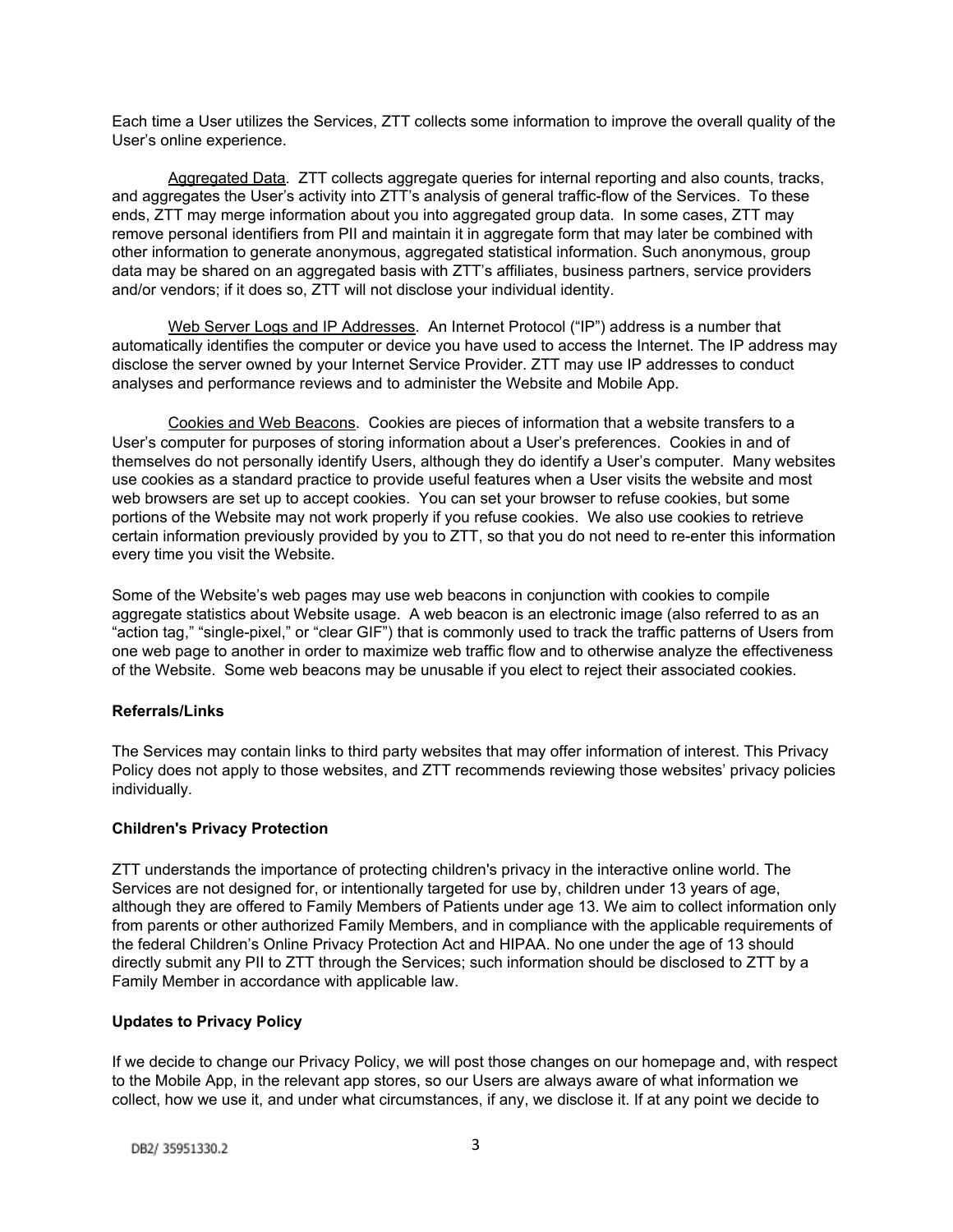Each time a User utilizes the Services, ZTT collects some information to improve the overall quality of the User's online experience.

Aggregated Data. ZTT collects aggregate queries for internal reporting and also counts, tracks, and aggregates the User's activity into ZTT's analysis of general traffic-flow of the Services. To these ends, ZTT may merge information about you into aggregated group data. In some cases, ZTT may remove personal identifiers from PII and maintain it in aggregate form that may later be combined with other information to generate anonymous, aggregated statistical information. Such anonymous, group data may be shared on an aggregated basis with ZTT's affiliates, business partners, service providers and/or vendors; if it does so, ZTT will not disclose your individual identity.

Web Server Logs and IP Addresses. An Internet Protocol ("IP") address is a number that automatically identifies the computer or device you have used to access the Internet. The IP address may disclose the server owned by your Internet Service Provider. ZTT may use IP addresses to conduct analyses and performance reviews and to administer the Website and Mobile App.

Cookies and Web Beacons. Cookies are pieces of information that a website transfers to a User's computer for purposes of storing information about a User's preferences. Cookies in and of themselves do not personally identify Users, although they do identify a User's computer. Many websites use cookies as a standard practice to provide useful features when a User visits the website and most web browsers are set up to accept cookies. You can set your browser to refuse cookies, but some portions of the Website may not work properly if you refuse cookies. We also use cookies to retrieve certain information previously provided by you to ZTT, so that you do not need to re-enter this information every time you visit the Website.

Some of the Website's web pages may use web beacons in conjunction with cookies to compile aggregate statistics about Website usage. A web beacon is an electronic image (also referred to as an "action tag," "single-pixel," or "clear GIF") that is commonly used to track the traffic patterns of Users from one web page to another in order to maximize web traffic flow and to otherwise analyze the effectiveness of the Website. Some web beacons may be unusable if you elect to reject their associated cookies.

**Referrals/Links**

The Services may contain links to third party websites that may offer information of interest. This Privacy Policy does not apply to those websites, and ZTT recommends reviewing those websites' privacy policies individually.

**Children's Privacy Protection**

ZTT understands the importance of protecting children's privacy in the interactive online world. The Services are not designed for, or intentionally targeted for use by, children under 13 years of age, although they are offered to Family Members of Patients under age 13. We aim to collect information only from parents or other authorized Family Members, and in compliance with the applicable requirements of the federal Children's Online Privacy Protection Act and HIPAA. No one under the age of 13 should directly submit any PII to ZTT through the Services; such information should be disclosed to ZTT by a Family Member in accordance with applicable law.

**Updates to Privacy Policy**

If we decide to change our Privacy Policy, we will post those changes on our homepage and, with respect to the Mobile App, in the relevant app stores, so our Users are always aware of what information we collect, how we use it, and under what circumstances, if any, we disclose it. If at any point we decide to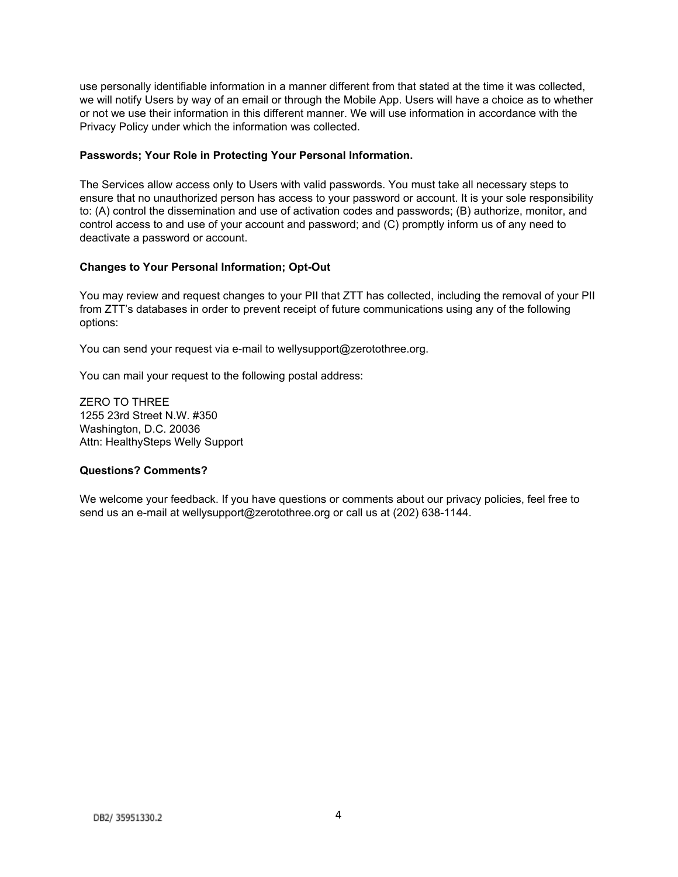use personally identifiable information in a manner different from that stated at the time it was collected, we will notify Users by way of an email or through the Mobile App. Users will have a choice as to whether or not we use their information in this different manner. We will use information in accordance with the Privacy Policy under which the information was collected.

**Passwords; Your Role in Protecting Your Personal Information.**

The Services allow access only to Users with valid passwords. You must take all necessary steps to ensure that no unauthorized person has access to your password or account. It is your sole responsibility to: (A) control the dissemination and use of activation codes and passwords; (B) authorize, monitor, and control access to and use of your account and password; and (C) promptly inform us of any need to deactivate a password or account.

**Changes to Your Personal Information; Opt-Out**

You may review and request changes to your PII that ZTT has collected, including the removal of your PII from ZTT's databases in order to prevent receipt of future communications using any of the following options:

You can send your request via e-mail to wellysupport@zerotothree.org.

You can mail your request to the following postal address:

ZERO TO THREE
1255 23rd Street N.W. #350
Washington, D.C. 20036
Attn: HealthySteps Welly Support

**Questions? Comments?**

We welcome your feedback. If you have questions or comments about our privacy policies, feel free to send us an e-mail at wellysupport@zerotothree.org or call us at (202) 638-1144.

DB2/ 35951330.2